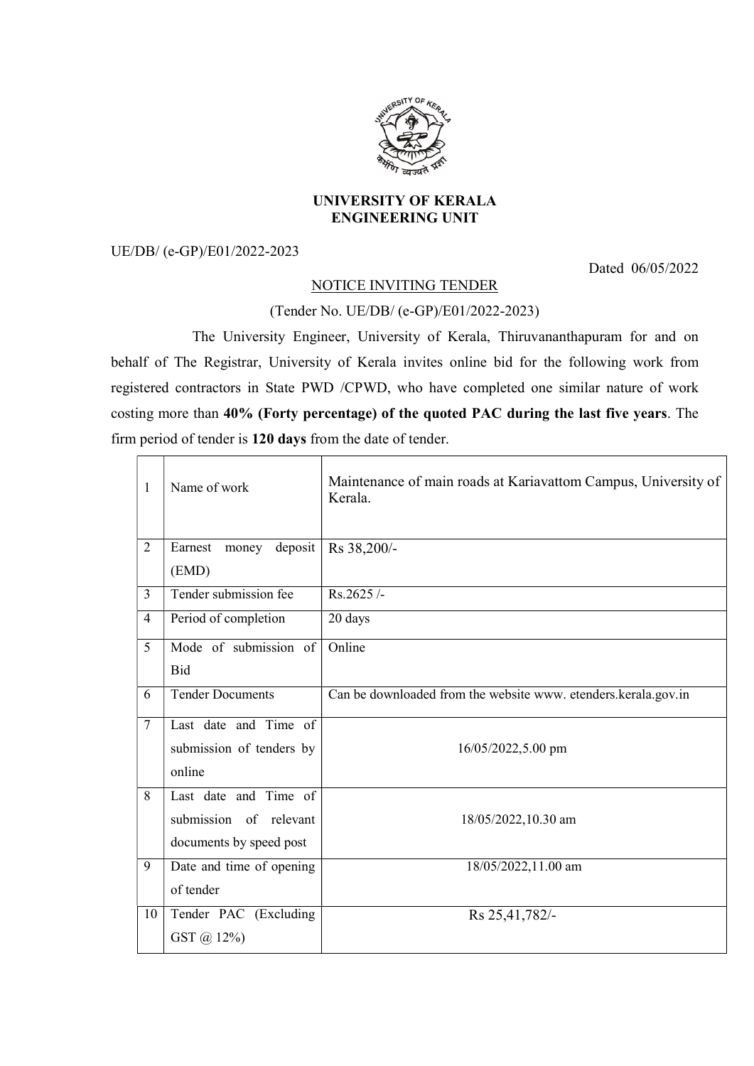# UNIVERSITY OF KERALA
## ENGINEERING UNIT

UE/DB/ (e-GP)/E01/2022-2023

Dated 06/05/2022

### NOTICE INVITING TENDER

(Tender No. UE/DB/ (e-GP)/E01/2022-2023)

The University Engineer, University of Kerala, Thiruvananthapuram for and on behalf of The Registrar, University of Kerala invites online bid for the following work from registered contractors in State PWD /CPWD, who have completed one similar nature of work costing more than **40% (Forty percentage) of the quoted PAC during the last five years**. The firm period of tender is **120 days** from the date of tender.

| | | |
|---|---|---|
| 1 | Name of work | Maintenance of main roads at Kariavattom Campus, University of Kerala. |
| 2 | Earnest money deposit (EMD) | Rs 38,200/- |
| 3 | Tender submission fee | Rs.2625 /- |
| 4 | Period of completion | 20 days |
| 5 | Mode of submission of Bid | Online |
| 6 | Tender Documents | Can be downloaded from the website www. etenders.kerala.gov.in |
| 7 | Last date and Time of submission of tenders by online | 16/05/2022,5.00 pm |
| 8 | Last date and Time of submission of relevant documents by speed post | 18/05/2022,10.30 am |
| 9 | Date and time of opening of tender | 18/05/2022,11.00 am |
| 10 | Tender PAC (Excluding GST @ 12%) | Rs 25,41,782/- |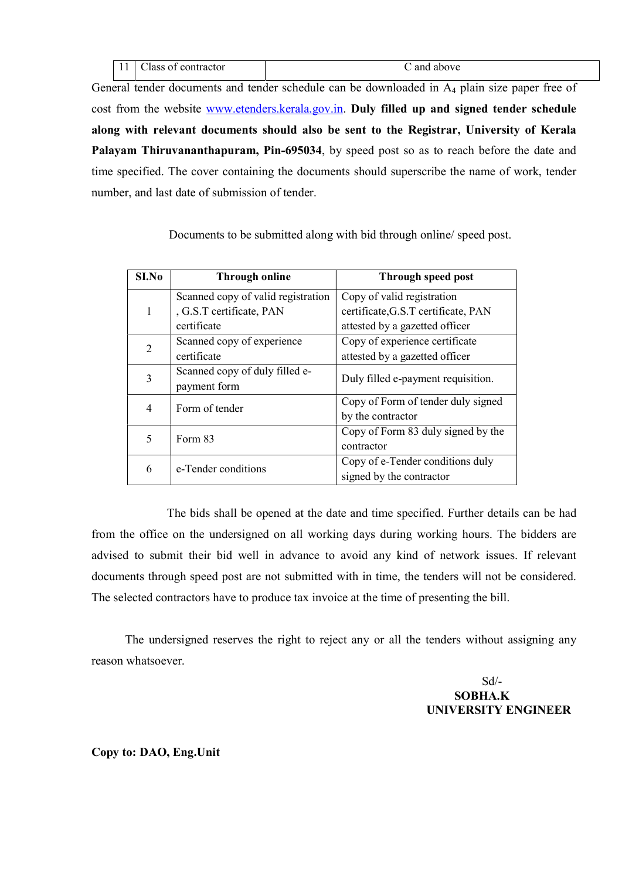| | | |
|---|---|---|
| 11 | Class of contractor | C and above |

General tender documents and tender schedule can be downloaded in $A_4$ plain size paper free of cost from the website [www.etenders.kerala.gov.in](http://www.etenders.kerala.gov.in). **Duly filled up and signed tender schedule along with relevant documents should also be sent to the Registrar, University of Kerala Palayam Thiruvananthapuram, Pin-695034**, by speed post so as to reach before the date and time specified. The cover containing the documents should superscribe the name of work, tender number, and last date of submission of tender.

Documents to be submitted along with bid through online/ speed post.

| SI.No | Through online | Through speed post |
|---|---|---|
| 1 | Scanned copy of valid registration , G.S.T certificate, PAN certificate | Copy of valid registration certificate,G.S.T certificate, PAN attested by a gazetted officer |
| 2 | Scanned copy of experience certificate | Copy of experience certificate attested by a gazetted officer |
| 3 | Scanned copy of duly filled e-payment form | Duly filled e-payment requisition. |
| 4 | Form of tender | Copy of Form of tender duly signed by the contractor |
| 5 | Form 83 | Copy of Form 83 duly signed by the contractor |
| 6 | e-Tender conditions | Copy of e-Tender conditions duly signed by the contractor |

The bids shall be opened at the date and time specified. Further details can be had from the office on the undersigned on all working days during working hours. The bidders are advised to submit their bid well in advance to avoid any kind of network issues. If relevant documents through speed post are not submitted with in time, the tenders will not be considered. The selected contractors have to produce tax invoice at the time of presenting the bill.

The undersigned reserves the right to reject any or all the tenders without assigning any reason whatsoever.

Sd/-
**SOBHA.K**
**UNIVERSITY ENGINEER**

**Copy to: DAO, Eng.Unit**